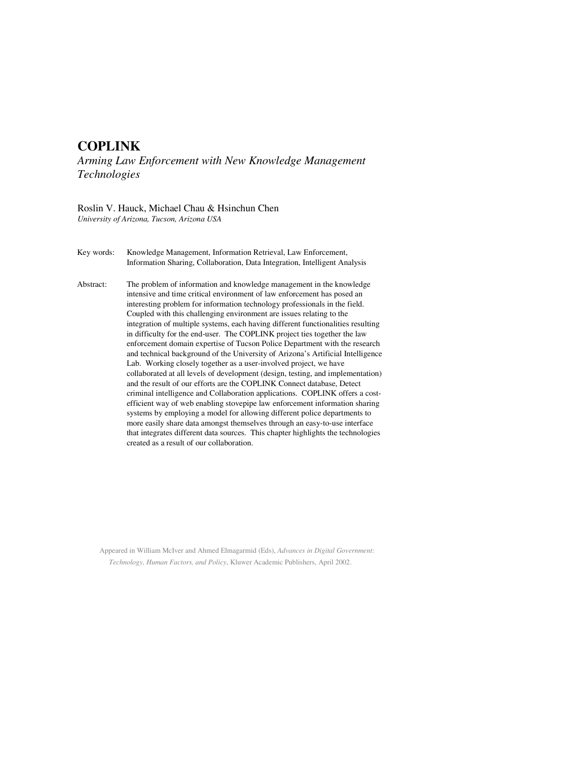# COPLINK

*Arming Law Enforcement with New Knowledge Management Technologies*

Roslin V. Hauck, Michael Chau & Hsinchun Chen

*University of Arizona, Tucson, Arizona USA*

Key words: Knowledge Management, Information Retrieval, Law Enforcement, Information Sharing, Collaboration, Data Integration, Intelligent Analysis

Abstract: The problem of information and knowledge management in the knowledge intensive and time critical environment of law enforcement has posed an interesting problem for information technology professionals in the field. Coupled with this challenging environment are issues relating to the integration of multiple systems, each having different functionalities resulting in difficulty for the end-user. The COPLINK project ties together the law enforcement domain expertise of Tucson Police Department with the research and technical background of the University of Arizona's Artificial Intelligence Lab. Working closely together as a user-involved project, we have collaborated at all levels of development (design, testing, and implementation) and the result of our efforts are the COPLINK Connect database, Detect criminal intelligence and Collaboration applications. COPLINK offers a cost-efficient way of web enabling stovepipe law enforcement information sharing systems by employing a model for allowing different police departments to more easily share data amongst themselves through an easy-to-use interface that integrates different data sources. This chapter highlights the technologies created as a result of our collaboration.

Appeared in William McIver and Ahmed Elmagarmid (Eds), *Advances in Digital Government: Technology, Human Factors, and Policy*, Kluwer Academic Publishers, April 2002.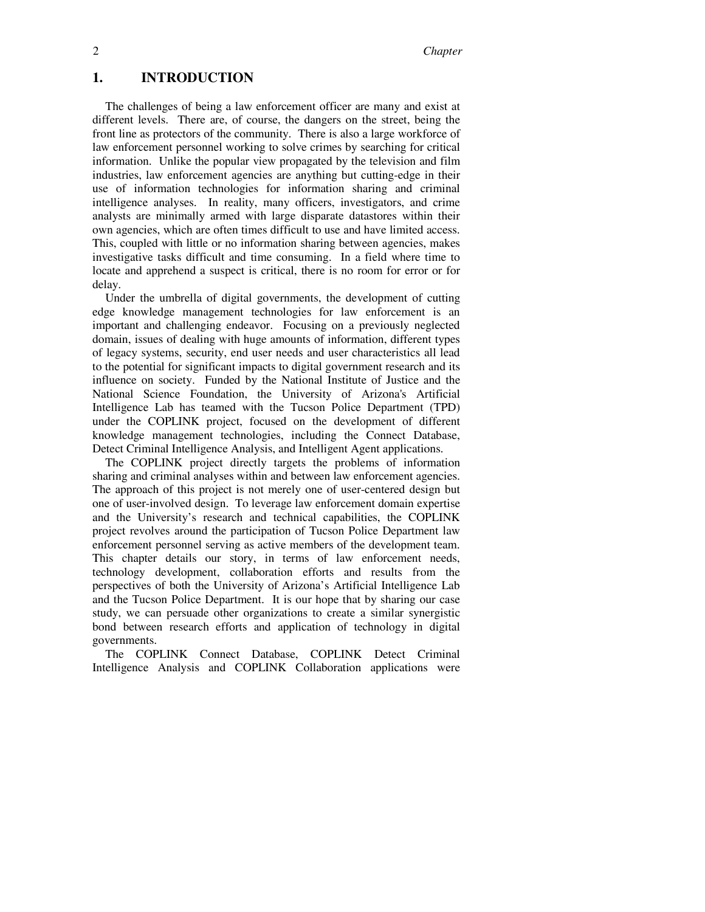# 1. INTRODUCTION

The challenges of being a law enforcement officer are many and exist at different levels. There are, of course, the dangers on the street, being the front line as protectors of the community. There is also a large workforce of law enforcement personnel working to solve crimes by searching for critical information. Unlike the popular view propagated by the television and film industries, law enforcement agencies are anything but cutting-edge in their use of information technologies for information sharing and criminal intelligence analyses. In reality, many officers, investigators, and crime analysts are minimally armed with large disparate datastores within their own agencies, which are often times difficult to use and have limited access. This, coupled with little or no information sharing between agencies, makes investigative tasks difficult and time consuming. In a field where time to locate and apprehend a suspect is critical, there is no room for error or for delay.

Under the umbrella of digital governments, the development of cutting edge knowledge management technologies for law enforcement is an important and challenging endeavor. Focusing on a previously neglected domain, issues of dealing with huge amounts of information, different types of legacy systems, security, end user needs and user characteristics all lead to the potential for significant impacts to digital government research and its influence on society. Funded by the National Institute of Justice and the National Science Foundation, the University of Arizona's Artificial Intelligence Lab has teamed with the Tucson Police Department (TPD) under the COPLINK project, focused on the development of different knowledge management technologies, including the Connect Database, Detect Criminal Intelligence Analysis, and Intelligent Agent applications.

The COPLINK project directly targets the problems of information sharing and criminal analyses within and between law enforcement agencies. The approach of this project is not merely one of user-centered design but one of user-involved design. To leverage law enforcement domain expertise and the University's research and technical capabilities, the COPLINK project revolves around the participation of Tucson Police Department law enforcement personnel serving as active members of the development team. This chapter details our story, in terms of law enforcement needs, technology development, collaboration efforts and results from the perspectives of both the University of Arizona's Artificial Intelligence Lab and the Tucson Police Department. It is our hope that by sharing our case study, we can persuade other organizations to create a similar synergistic bond between research efforts and application of technology in digital governments.

The COPLINK Connect Database, COPLINK Detect Criminal Intelligence Analysis and COPLINK Collaboration applications were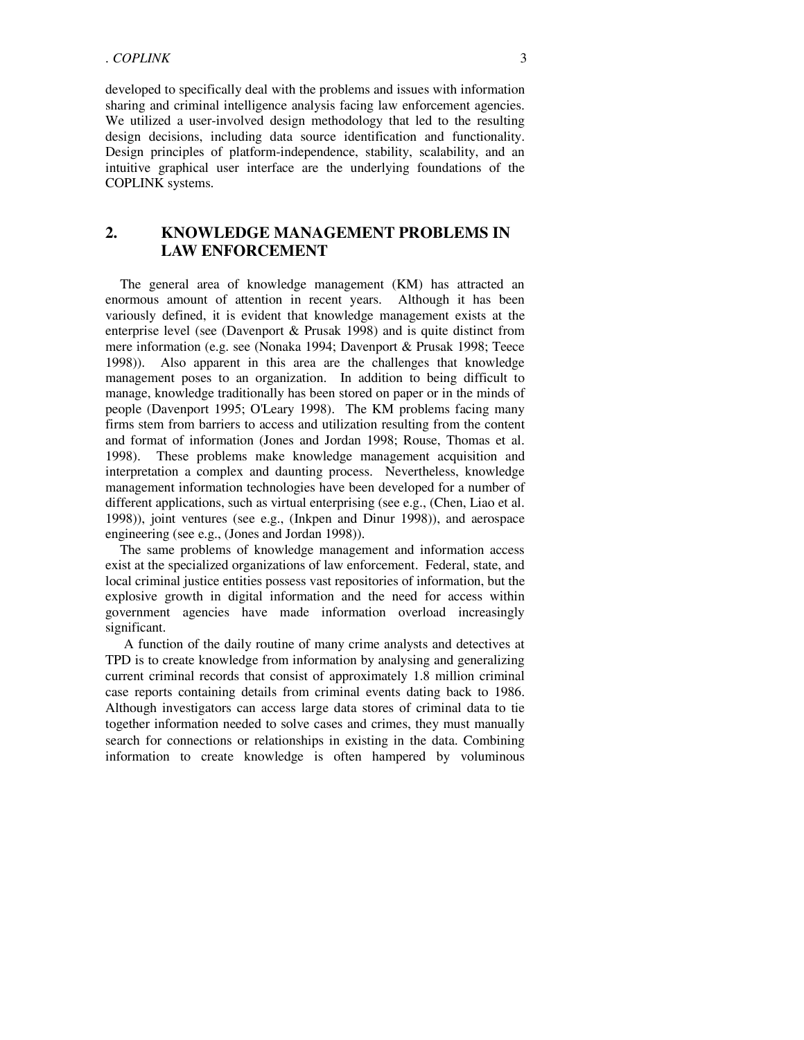developed to specifically deal with the problems and issues with information sharing and criminal intelligence analysis facing law enforcement agencies. We utilized a user-involved design methodology that led to the resulting design decisions, including data source identification and functionality. Design principles of platform-independence, stability, scalability, and an intuitive graphical user interface are the underlying foundations of the COPLINK systems.

## 2. KNOWLEDGE MANAGEMENT PROBLEMS IN LAW ENFORCEMENT

The general area of knowledge management (KM) has attracted an enormous amount of attention in recent years. Although it has been variously defined, it is evident that knowledge management exists at the enterprise level (see (Davenport & Prusak 1998) and is quite distinct from mere information (e.g. see (Nonaka 1994; Davenport & Prusak 1998; Teece 1998)). Also apparent in this area are the challenges that knowledge management poses to an organization. In addition to being difficult to manage, knowledge traditionally has been stored on paper or in the minds of people (Davenport 1995; O'Leary 1998). The KM problems facing many firms stem from barriers to access and utilization resulting from the content and format of information (Jones and Jordan 1998; Rouse, Thomas et al. 1998). These problems make knowledge management acquisition and interpretation a complex and daunting process. Nevertheless, knowledge management information technologies have been developed for a number of different applications, such as virtual enterprising (see e.g., (Chen, Liao et al. 1998)), joint ventures (see e.g., (Inkpen and Dinur 1998)), and aerospace engineering (see e.g., (Jones and Jordan 1998)).

The same problems of knowledge management and information access exist at the specialized organizations of law enforcement. Federal, state, and local criminal justice entities possess vast repositories of information, but the explosive growth in digital information and the need for access within government agencies have made information overload increasingly significant.

A function of the daily routine of many crime analysts and detectives at TPD is to create knowledge from information by analysing and generalizing current criminal records that consist of approximately 1.8 million criminal case reports containing details from criminal events dating back to 1986. Although investigators can access large data stores of criminal data to tie together information needed to solve cases and crimes, they must manually search for connections or relationships in existing in the data. Combining information to create knowledge is often hampered by voluminous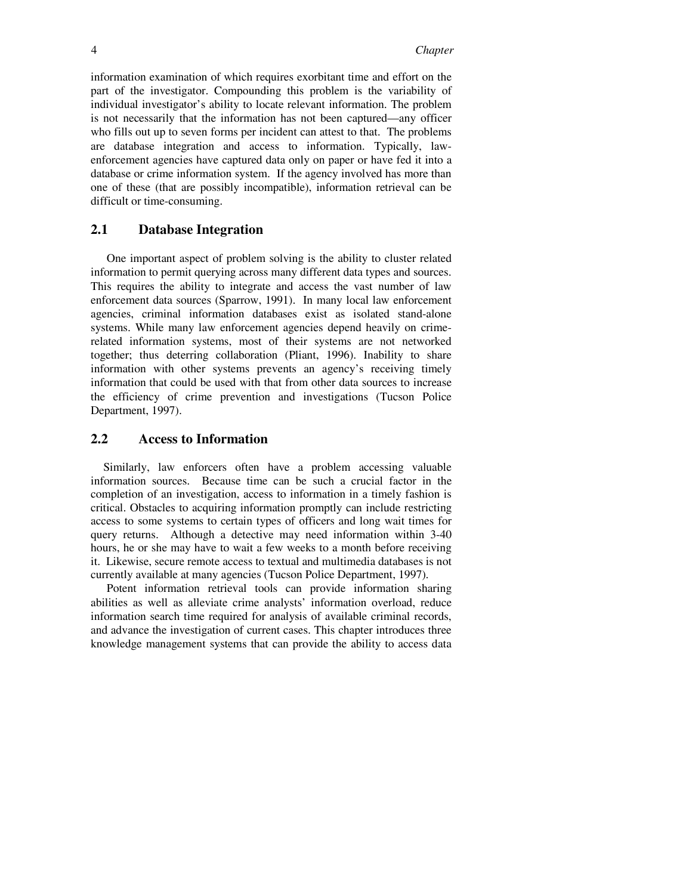information examination of which requires exorbitant time and effort on the part of the investigator. Compounding this problem is the variability of individual investigator's ability to locate relevant information. The problem is not necessarily that the information has not been captured—any officer who fills out up to seven forms per incident can attest to that. The problems are database integration and access to information. Typically, law-enforcement agencies have captured data only on paper or have fed it into a database or crime information system. If the agency involved has more than one of these (that are possibly incompatible), information retrieval can be difficult or time-consuming.

## 2.1 Database Integration

One important aspect of problem solving is the ability to cluster related information to permit querying across many different data types and sources. This requires the ability to integrate and access the vast number of law enforcement data sources (Sparrow, 1991). In many local law enforcement agencies, criminal information databases exist as isolated stand-alone systems. While many law enforcement agencies depend heavily on crime-related information systems, most of their systems are not networked together; thus deterring collaboration (Pliant, 1996). Inability to share information with other systems prevents an agency's receiving timely information that could be used with that from other data sources to increase the efficiency of crime prevention and investigations (Tucson Police Department, 1997).

## 2.2 Access to Information

Similarly, law enforcers often have a problem accessing valuable information sources. Because time can be such a crucial factor in the completion of an investigation, access to information in a timely fashion is critical. Obstacles to acquiring information promptly can include restricting access to some systems to certain types of officers and long wait times for query returns. Although a detective may need information within 3-40 hours, he or she may have to wait a few weeks to a month before receiving it. Likewise, secure remote access to textual and multimedia databases is not currently available at many agencies (Tucson Police Department, 1997).

Potent information retrieval tools can provide information sharing abilities as well as alleviate crime analysts' information overload, reduce information search time required for analysis of available criminal records, and advance the investigation of current cases. This chapter introduces three knowledge management systems that can provide the ability to access data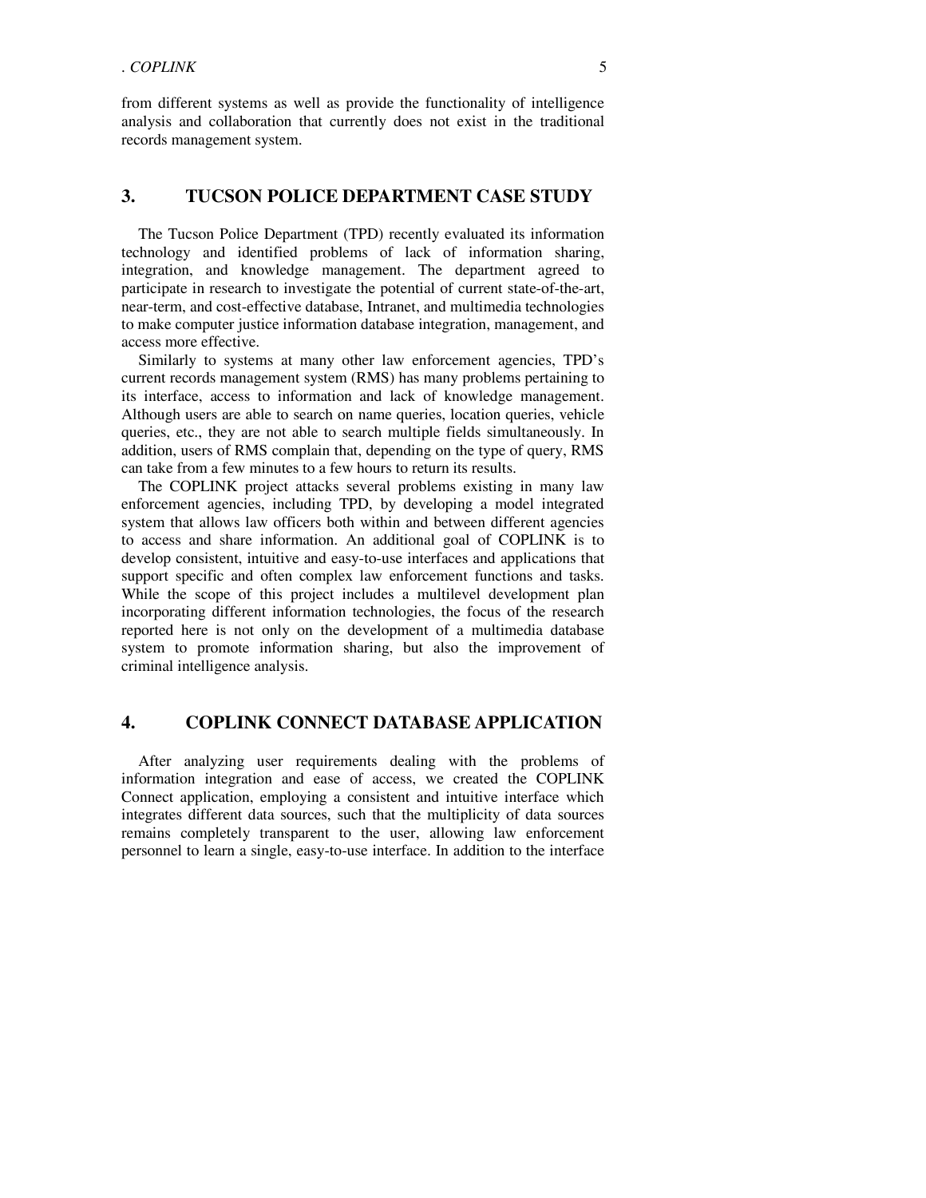from different systems as well as provide the functionality of intelligence analysis and collaboration that currently does not exist in the traditional records management system.

## 3. TUCSON POLICE DEPARTMENT CASE STUDY

The Tucson Police Department (TPD) recently evaluated its information technology and identified problems of lack of information sharing, integration, and knowledge management. The department agreed to participate in research to investigate the potential of current state-of-the-art, near-term, and cost-effective database, Intranet, and multimedia technologies to make computer justice information database integration, management, and access more effective.

Similarly to systems at many other law enforcement agencies, TPD's current records management system (RMS) has many problems pertaining to its interface, access to information and lack of knowledge management. Although users are able to search on name queries, location queries, vehicle queries, etc., they are not able to search multiple fields simultaneously. In addition, users of RMS complain that, depending on the type of query, RMS can take from a few minutes to a few hours to return its results.

The COPLINK project attacks several problems existing in many law enforcement agencies, including TPD, by developing a model integrated system that allows law officers both within and between different agencies to access and share information. An additional goal of COPLINK is to develop consistent, intuitive and easy-to-use interfaces and applications that support specific and often complex law enforcement functions and tasks. While the scope of this project includes a multilevel development plan incorporating different information technologies, the focus of the research reported here is not only on the development of a multimedia database system to promote information sharing, but also the improvement of criminal intelligence analysis.

## 4. COPLINK CONNECT DATABASE APPLICATION

After analyzing user requirements dealing with the problems of information integration and ease of access, we created the COPLINK Connect application, employing a consistent and intuitive interface which integrates different data sources, such that the multiplicity of data sources remains completely transparent to the user, allowing law enforcement personnel to learn a single, easy-to-use interface. In addition to the interface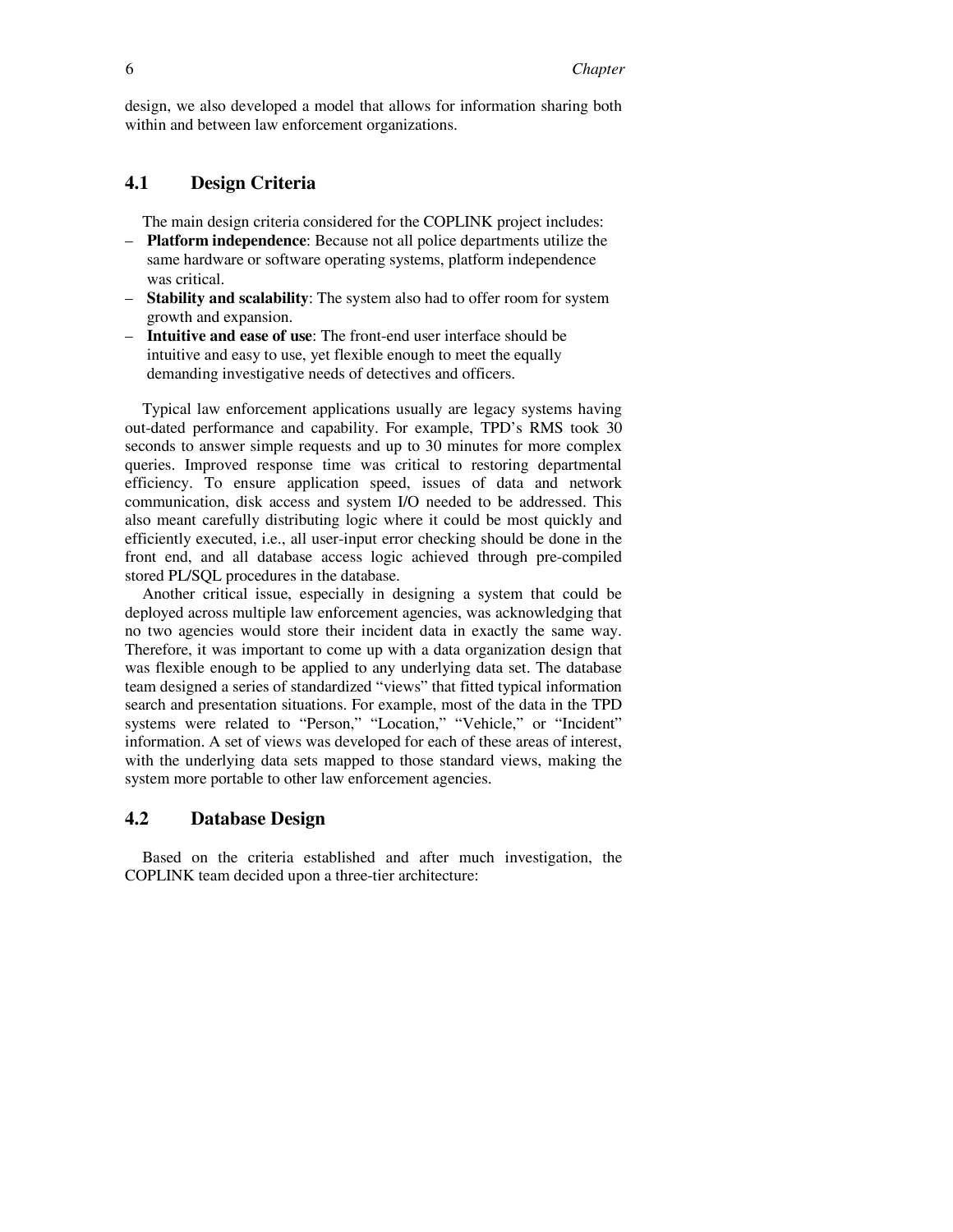design, we also developed a model that allows for information sharing both within and between law enforcement organizations.

## 4.1 Design Criteria

The main design criteria considered for the COPLINK project includes:

- **Platform independence**: Because not all police departments utilize the same hardware or software operating systems, platform independence was critical.
- **Stability and scalability**: The system also had to offer room for system growth and expansion.
- **Intuitive and ease of use**: The front-end user interface should be intuitive and easy to use, yet flexible enough to meet the equally demanding investigative needs of detectives and officers.

Typical law enforcement applications usually are legacy systems having out-dated performance and capability. For example, TPD's RMS took 30 seconds to answer simple requests and up to 30 minutes for more complex queries. Improved response time was critical to restoring departmental efficiency. To ensure application speed, issues of data and network communication, disk access and system I/O needed to be addressed. This also meant carefully distributing logic where it could be most quickly and efficiently executed, i.e., all user-input error checking should be done in the front end, and all database access logic achieved through pre-compiled stored PL/SQL procedures in the database.

Another critical issue, especially in designing a system that could be deployed across multiple law enforcement agencies, was acknowledging that no two agencies would store their incident data in exactly the same way. Therefore, it was important to come up with a data organization design that was flexible enough to be applied to any underlying data set. The database team designed a series of standardized "views" that fitted typical information search and presentation situations. For example, most of the data in the TPD systems were related to "Person," "Location," "Vehicle," or "Incident" information. A set of views was developed for each of these areas of interest, with the underlying data sets mapped to those standard views, making the system more portable to other law enforcement agencies.

## 4.2 Database Design

Based on the criteria established and after much investigation, the COPLINK team decided upon a three-tier architecture: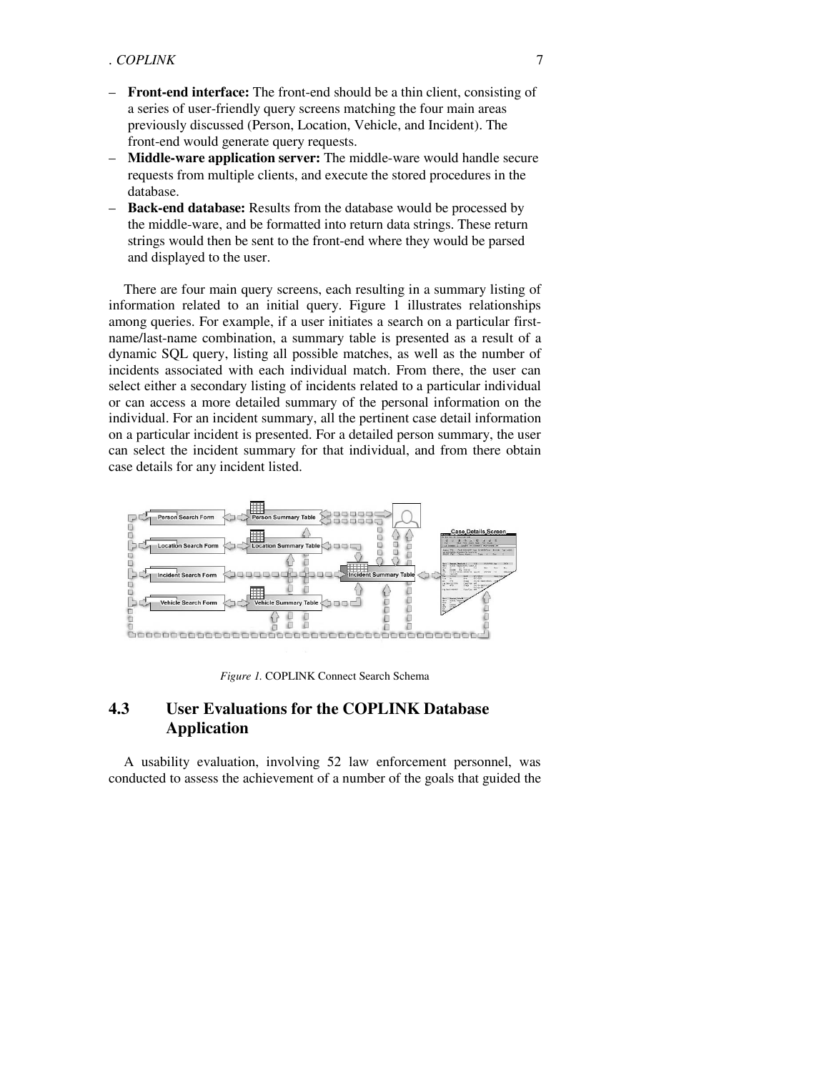- **Front-end interface:** The front-end should be a thin client, consisting of a series of user-friendly query screens matching the four main areas previously discussed (Person, Location, Vehicle, and Incident). The front-end would generate query requests.
- **Middle-ware application server:** The middle-ware would handle secure requests from multiple clients, and execute the stored procedures in the database.
- **Back-end database:** Results from the database would be processed by the middle-ware, and be formatted into return data strings. These return strings would then be sent to the front-end where they would be parsed and displayed to the user.

There are four main query screens, each resulting in a summary listing of information related to an initial query. Figure 1 illustrates relationships among queries. For example, if a user initiates a search on a particular first-name/last-name combination, a summary table is presented as a result of a dynamic SQL query, listing all possible matches, as well as the number of incidents associated with each individual match. From there, the user can select either a secondary listing of incidents related to a particular individual or can access a more detailed summary of the personal information on the individual. For an incident summary, all the pertinent case detail information on a particular incident is presented. For a detailed person summary, the user can select the incident summary for that individual, and from there obtain case details for any incident listed.

Person Search Form
Person Summary Table
Location Search Form
Location Summary Table
Incident Search Form
Incident Summary Table
Vehicle Search Form
Vehicle Summary Table
Case Details Screen

*Figure 1.* COPLINK Connect Search Schema

## 4.3 User Evaluations for the COPLINK Database Application

A usability evaluation, involving 52 law enforcement personnel, was conducted to assess the achievement of a number of the goals that guided the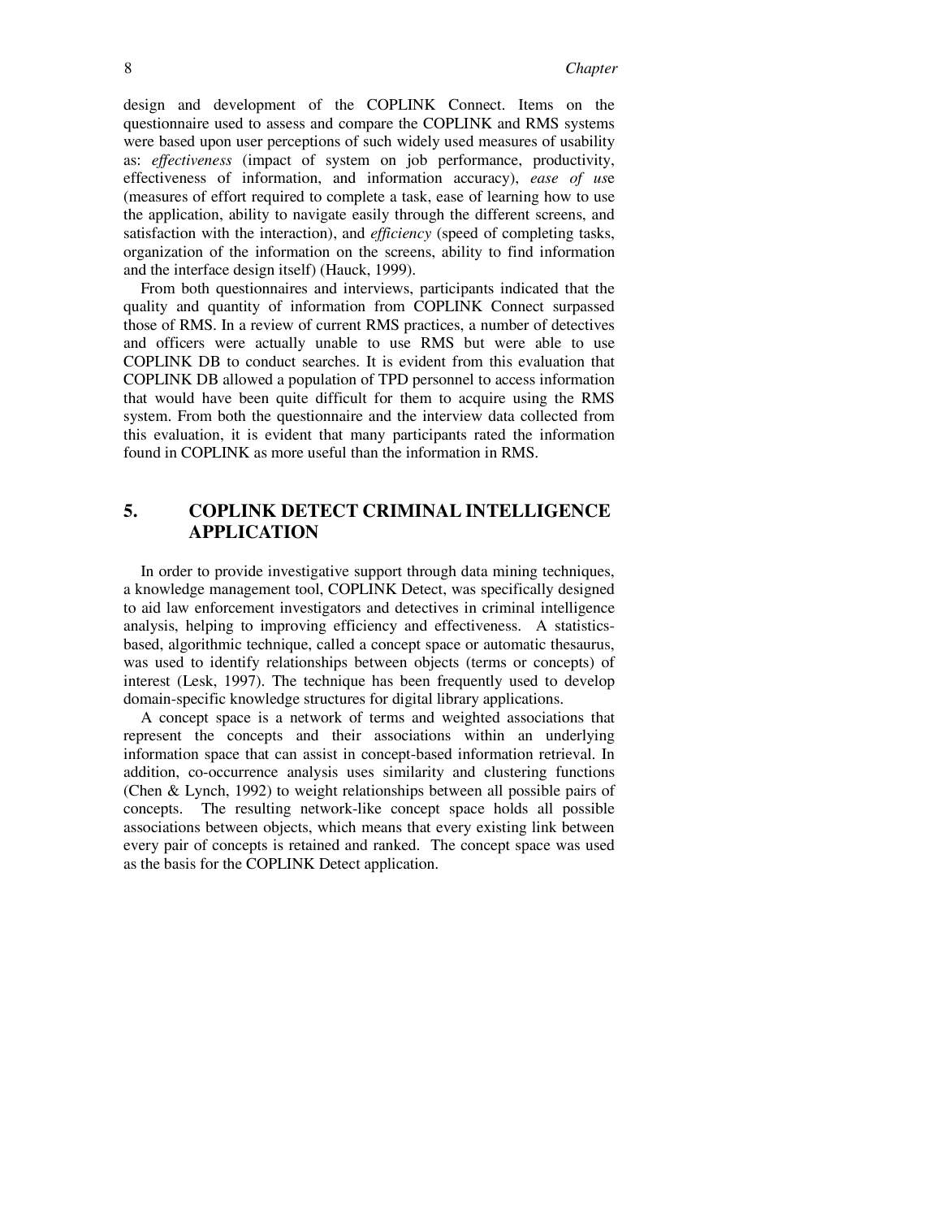design and development of the COPLINK Connect. Items on the questionnaire used to assess and compare the COPLINK and RMS systems were based upon user perceptions of such widely used measures of usability as: *effectiveness* (impact of system on job performance, productivity, effectiveness of information, and information accuracy), *ease of use* (measures of effort required to complete a task, ease of learning how to use the application, ability to navigate easily through the different screens, and satisfaction with the interaction), and *efficiency* (speed of completing tasks, organization of the information on the screens, ability to find information and the interface design itself) (Hauck, 1999).

From both questionnaires and interviews, participants indicated that the quality and quantity of information from COPLINK Connect surpassed those of RMS. In a review of current RMS practices, a number of detectives and officers were actually unable to use RMS but were able to use COPLINK DB to conduct searches. It is evident from this evaluation that COPLINK DB allowed a population of TPD personnel to access information that would have been quite difficult for them to acquire using the RMS system. From both the questionnaire and the interview data collected from this evaluation, it is evident that many participants rated the information found in COPLINK as more useful than the information in RMS.

## 5. COPLINK DETECT CRIMINAL INTELLIGENCE APPLICATION

In order to provide investigative support through data mining techniques, a knowledge management tool, COPLINK Detect, was specifically designed to aid law enforcement investigators and detectives in criminal intelligence analysis, helping to improving efficiency and effectiveness. A statistics-based, algorithmic technique, called a concept space or automatic thesaurus, was used to identify relationships between objects (terms or concepts) of interest (Lesk, 1997). The technique has been frequently used to develop domain-specific knowledge structures for digital library applications.

A concept space is a network of terms and weighted associations that represent the concepts and their associations within an underlying information space that can assist in concept-based information retrieval. In addition, co-occurrence analysis uses similarity and clustering functions (Chen & Lynch, 1992) to weight relationships between all possible pairs of concepts. The resulting network-like concept space holds all possible associations between objects, which means that every existing link between every pair of concepts is retained and ranked. The concept space was used as the basis for the COPLINK Detect application.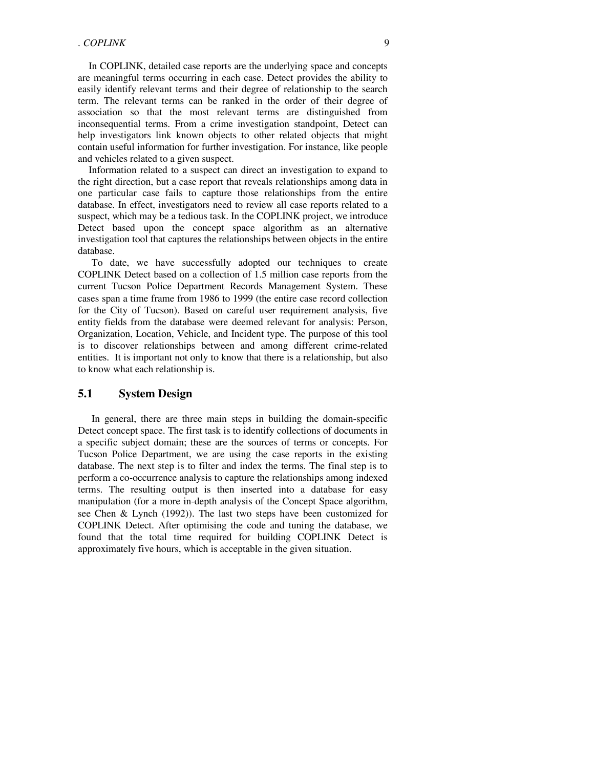In COPLINK, detailed case reports are the underlying space and concepts are meaningful terms occurring in each case. Detect provides the ability to easily identify relevant terms and their degree of relationship to the search term. The relevant terms can be ranked in the order of their degree of association so that the most relevant terms are distinguished from inconsequential terms. From a crime investigation standpoint, Detect can help investigators link known objects to other related objects that might contain useful information for further investigation. For instance, like people and vehicles related to a given suspect.

Information related to a suspect can direct an investigation to expand to the right direction, but a case report that reveals relationships among data in one particular case fails to capture those relationships from the entire database. In effect, investigators need to review all case reports related to a suspect, which may be a tedious task. In the COPLINK project, we introduce Detect based upon the concept space algorithm as an alternative investigation tool that captures the relationships between objects in the entire database.

To date, we have successfully adopted our techniques to create COPLINK Detect based on a collection of 1.5 million case reports from the current Tucson Police Department Records Management System. These cases span a time frame from 1986 to 1999 (the entire case record collection for the City of Tucson). Based on careful user requirement analysis, five entity fields from the database were deemed relevant for analysis: Person, Organization, Location, Vehicle, and Incident type. The purpose of this tool is to discover relationships between and among different crime-related entities. It is important not only to know that there is a relationship, but also to know what each relationship is.

## 5.1 System Design

In general, there are three main steps in building the domain-specific Detect concept space. The first task is to identify collections of documents in a specific subject domain; these are the sources of terms or concepts. For Tucson Police Department, we are using the case reports in the existing database. The next step is to filter and index the terms. The final step is to perform a co-occurrence analysis to capture the relationships among indexed terms. The resulting output is then inserted into a database for easy manipulation (for a more in-depth analysis of the Concept Space algorithm, see Chen & Lynch (1992)). The last two steps have been customized for COPLINK Detect. After optimising the code and tuning the database, we found that the total time required for building COPLINK Detect is approximately five hours, which is acceptable in the given situation.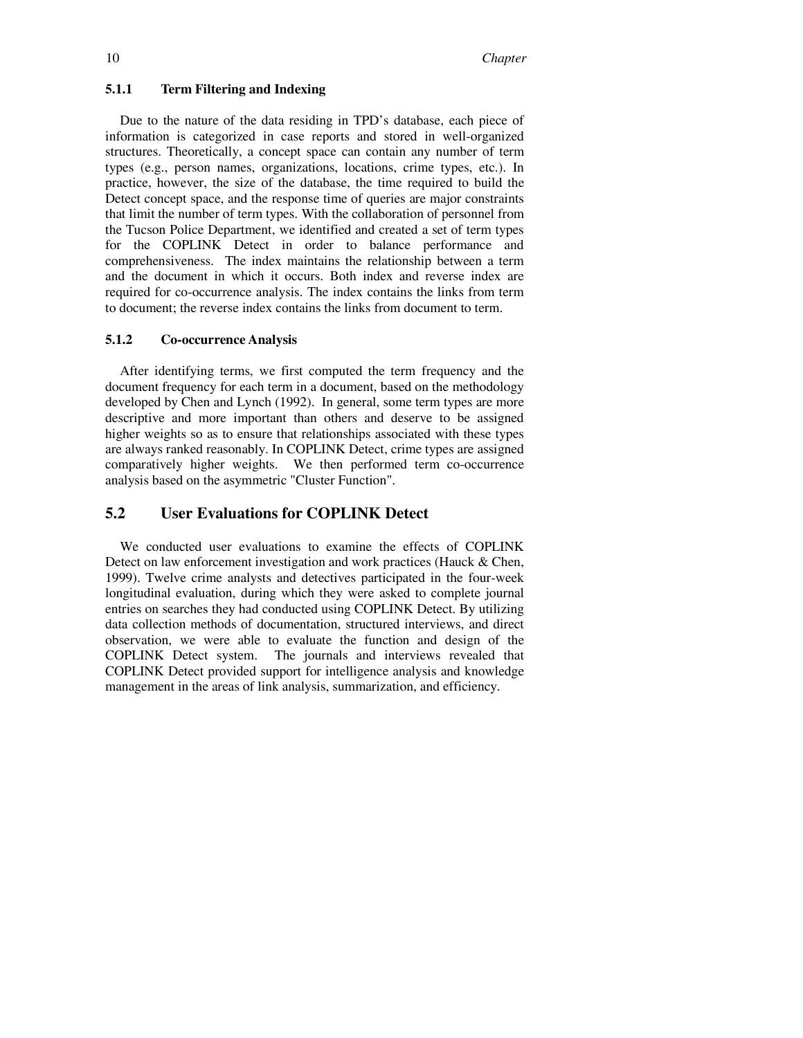#### 5.1.1 Term Filtering and Indexing

Due to the nature of the data residing in TPD's database, each piece of information is categorized in case reports and stored in well-organized structures. Theoretically, a concept space can contain any number of term types (e.g., person names, organizations, locations, crime types, etc.). In practice, however, the size of the database, the time required to build the Detect concept space, and the response time of queries are major constraints that limit the number of term types. With the collaboration of personnel from the Tucson Police Department, we identified and created a set of term types for the COPLINK Detect in order to balance performance and comprehensiveness. The index maintains the relationship between a term and the document in which it occurs. Both index and reverse index are required for co-occurrence analysis. The index contains the links from term to document; the reverse index contains the links from document to term.

#### 5.1.2 Co-occurrence Analysis

After identifying terms, we first computed the term frequency and the document frequency for each term in a document, based on the methodology developed by Chen and Lynch (1992). In general, some term types are more descriptive and more important than others and deserve to be assigned higher weights so as to ensure that relationships associated with these types are always ranked reasonably. In COPLINK Detect, crime types are assigned comparatively higher weights. We then performed term co-occurrence analysis based on the asymmetric "Cluster Function".

### 5.2 User Evaluations for COPLINK Detect

We conducted user evaluations to examine the effects of COPLINK Detect on law enforcement investigation and work practices (Hauck & Chen, 1999). Twelve crime analysts and detectives participated in the four-week longitudinal evaluation, during which they were asked to complete journal entries on searches they had conducted using COPLINK Detect. By utilizing data collection methods of documentation, structured interviews, and direct observation, we were able to evaluate the function and design of the COPLINK Detect system. The journals and interviews revealed that COPLINK Detect provided support for intelligence analysis and knowledge management in the areas of link analysis, summarization, and efficiency.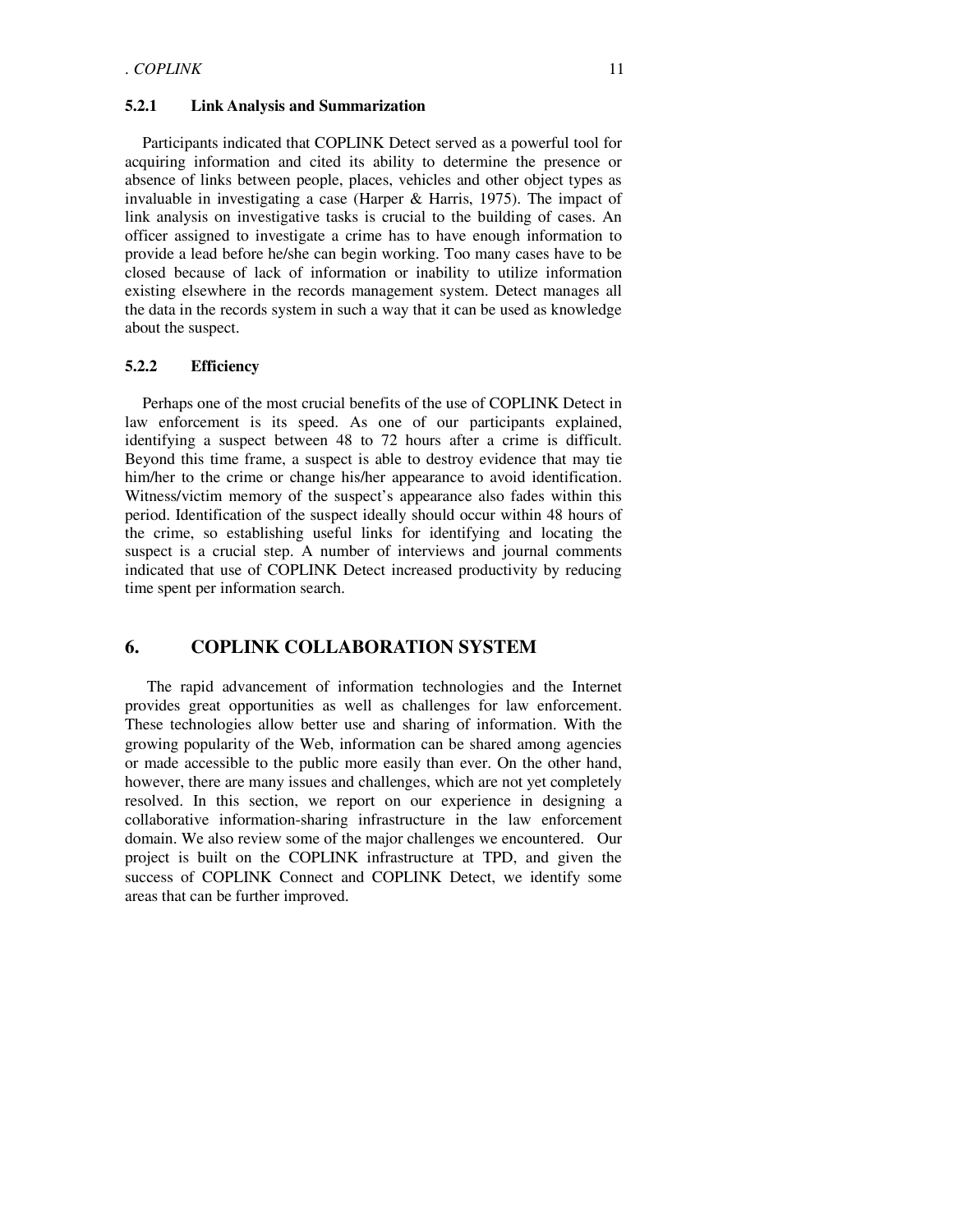### 5.2.1 Link Analysis and Summarization

Participants indicated that COPLINK Detect served as a powerful tool for acquiring information and cited its ability to determine the presence or absence of links between people, places, vehicles and other object types as invaluable in investigating a case (Harper & Harris, 1975). The impact of link analysis on investigative tasks is crucial to the building of cases. An officer assigned to investigate a crime has to have enough information to provide a lead before he/she can begin working. Too many cases have to be closed because of lack of information or inability to utilize information existing elsewhere in the records management system. Detect manages all the data in the records system in such a way that it can be used as knowledge about the suspect.

### 5.2.2 Efficiency

Perhaps one of the most crucial benefits of the use of COPLINK Detect in law enforcement is its speed. As one of our participants explained, identifying a suspect between 48 to 72 hours after a crime is difficult. Beyond this time frame, a suspect is able to destroy evidence that may tie him/her to the crime or change his/her appearance to avoid identification. Witness/victim memory of the suspect's appearance also fades within this period. Identification of the suspect ideally should occur within 48 hours of the crime, so establishing useful links for identifying and locating the suspect is a crucial step. A number of interviews and journal comments indicated that use of COPLINK Detect increased productivity by reducing time spent per information search.

## 6. COPLINK COLLABORATION SYSTEM

The rapid advancement of information technologies and the Internet provides great opportunities as well as challenges for law enforcement. These technologies allow better use and sharing of information. With the growing popularity of the Web, information can be shared among agencies or made accessible to the public more easily than ever. On the other hand, however, there are many issues and challenges, which are not yet completely resolved. In this section, we report on our experience in designing a collaborative information-sharing infrastructure in the law enforcement domain. We also review some of the major challenges we encountered. Our project is built on the COPLINK infrastructure at TPD, and given the success of COPLINK Connect and COPLINK Detect, we identify some areas that can be further improved.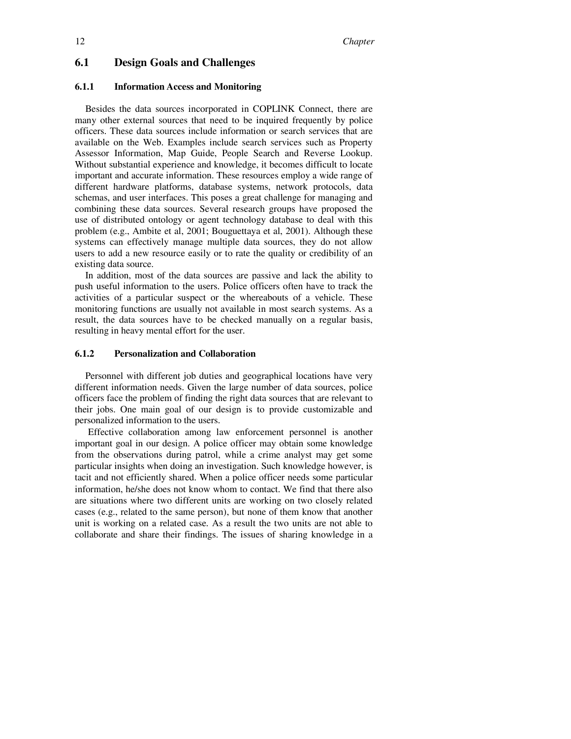## 6.1 Design Goals and Challenges

### 6.1.1 Information Access and Monitoring

Besides the data sources incorporated in COPLINK Connect, there are many other external sources that need to be inquired frequently by police officers. These data sources include information or search services that are available on the Web. Examples include search services such as Property Assessor Information, Map Guide, People Search and Reverse Lookup. Without substantial experience and knowledge, it becomes difficult to locate important and accurate information. These resources employ a wide range of different hardware platforms, database systems, network protocols, data schemas, and user interfaces. This poses a great challenge for managing and combining these data sources. Several research groups have proposed the use of distributed ontology or agent technology database to deal with this problem (e.g., Ambite et al, 2001; Bouguettaya et al, 2001). Although these systems can effectively manage multiple data sources, they do not allow users to add a new resource easily or to rate the quality or credibility of an existing data source.

In addition, most of the data sources are passive and lack the ability to push useful information to the users. Police officers often have to track the activities of a particular suspect or the whereabouts of a vehicle. These monitoring functions are usually not available in most search systems. As a result, the data sources have to be checked manually on a regular basis, resulting in heavy mental effort for the user.

### 6.1.2 Personalization and Collaboration

Personnel with different job duties and geographical locations have very different information needs. Given the large number of data sources, police officers face the problem of finding the right data sources that are relevant to their jobs. One main goal of our design is to provide customizable and personalized information to the users.

Effective collaboration among law enforcement personnel is another important goal in our design. A police officer may obtain some knowledge from the observations during patrol, while a crime analyst may get some particular insights when doing an investigation. Such knowledge however, is tacit and not efficiently shared. When a police officer needs some particular information, he/she does not know whom to contact. We find that there also are situations where two different units are working on two closely related cases (e.g., related to the same person), but none of them know that another unit is working on a related case. As a result the two units are not able to collaborate and share their findings. The issues of sharing knowledge in a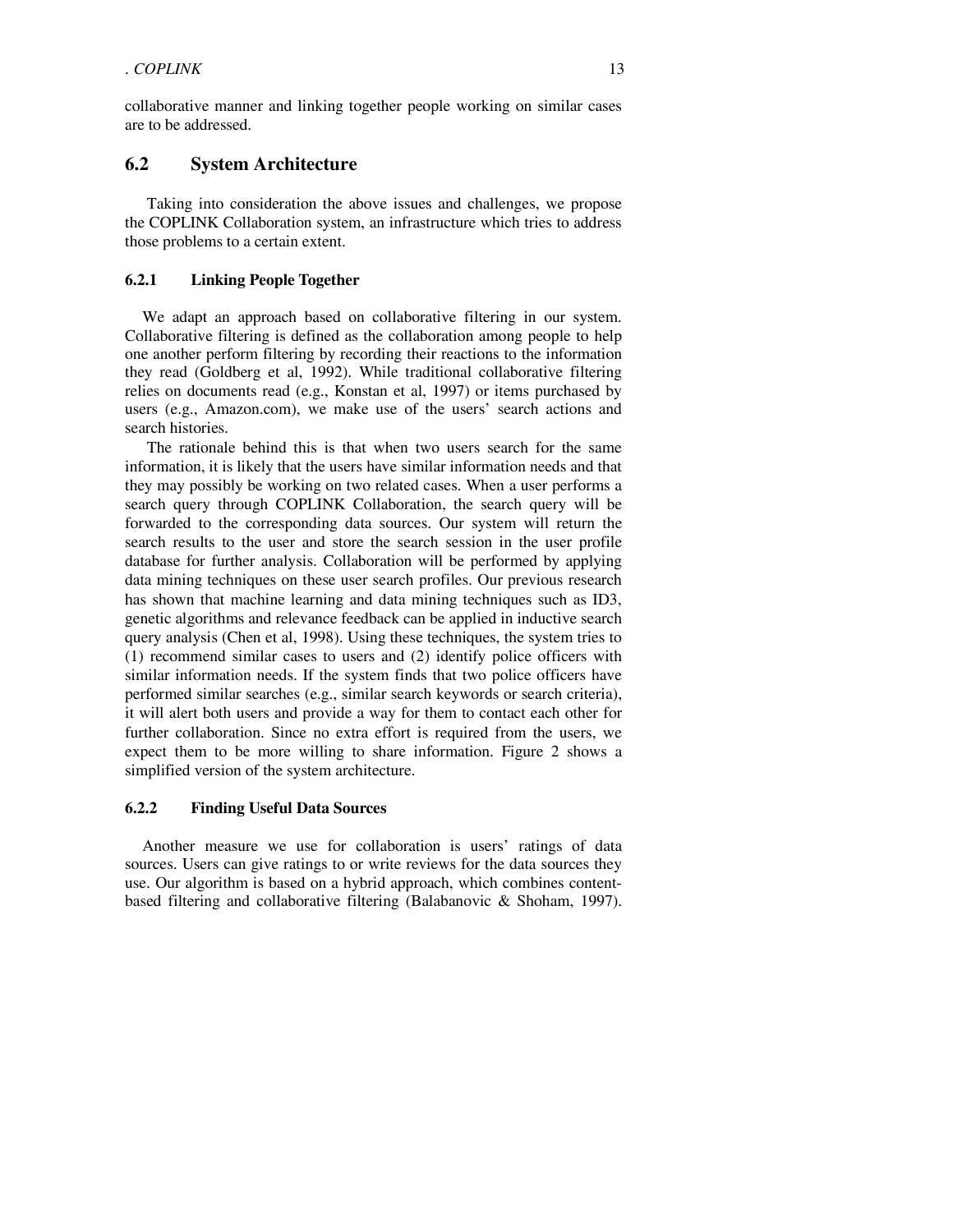collaborative manner and linking together people working on similar cases are to be addressed.

## 6.2 System Architecture

Taking into consideration the above issues and challenges, we propose the COPLINK Collaboration system, an infrastructure which tries to address those problems to a certain extent.

### 6.2.1 Linking People Together

We adapt an approach based on collaborative filtering in our system. Collaborative filtering is defined as the collaboration among people to help one another perform filtering by recording their reactions to the information they read (Goldberg et al, 1992). While traditional collaborative filtering relies on documents read (e.g., Konstan et al, 1997) or items purchased by users (e.g., Amazon.com), we make use of the users' search actions and search histories.

The rationale behind this is that when two users search for the same information, it is likely that the users have similar information needs and that they may possibly be working on two related cases. When a user performs a search query through COPLINK Collaboration, the search query will be forwarded to the corresponding data sources. Our system will return the search results to the user and store the search session in the user profile database for further analysis. Collaboration will be performed by applying data mining techniques on these user search profiles. Our previous research has shown that machine learning and data mining techniques such as ID3, genetic algorithms and relevance feedback can be applied in inductive search query analysis (Chen et al, 1998). Using these techniques, the system tries to (1) recommend similar cases to users and (2) identify police officers with similar information needs. If the system finds that two police officers have performed similar searches (e.g., similar search keywords or search criteria), it will alert both users and provide a way for them to contact each other for further collaboration. Since no extra effort is required from the users, we expect them to be more willing to share information. Figure 2 shows a simplified version of the system architecture.

### 6.2.2 Finding Useful Data Sources

Another measure we use for collaboration is users' ratings of data sources. Users can give ratings to or write reviews for the data sources they use. Our algorithm is based on a hybrid approach, which combines content-based filtering and collaborative filtering (Balabanovic & Shoham, 1997).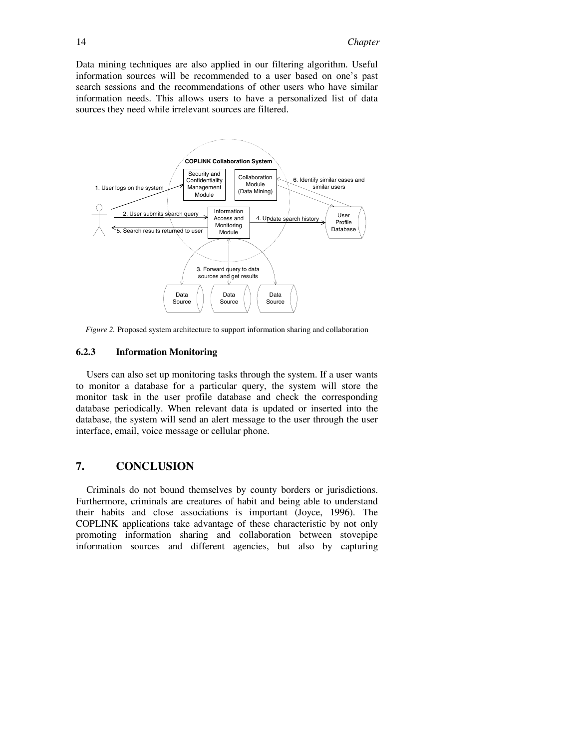Data mining techniques are also applied in our filtering algorithm. Useful information sources will be recommended to a user based on one's past search sessions and the recommendations of other users who have similar information needs. This allows users to have a personalized list of data sources they need while irrelevant sources are filtered.

COPLINK Collaboration System

Security and Confidentiality Management Module

Collaboration Module (Data Mining)

Information Access and Monitoring Module

User Profile Database

Data Source

Data Source

Data Source

1. User logs on the system

2. User submits search query

3. Forward query to data sources and get results

4. Update search history

5. Search results returned to user

6. Identify similar cases and similar users

*Figure 2.* Proposed system architecture to support information sharing and collaboration

### 6.2.3 Information Monitoring

Users can also set up monitoring tasks through the system. If a user wants to monitor a database for a particular query, the system will store the monitor task in the user profile database and check the corresponding database periodically. When relevant data is updated or inserted into the database, the system will send an alert message to the user through the user interface, email, voice message or cellular phone.

## 7. CONCLUSION

Criminals do not bound themselves by county borders or jurisdictions. Furthermore, criminals are creatures of habit and being able to understand their habits and close associations is important (Joyce, 1996). The COPLINK applications take advantage of these characteristic by not only promoting information sharing and collaboration between stovepipe information sources and different agencies, but also by capturing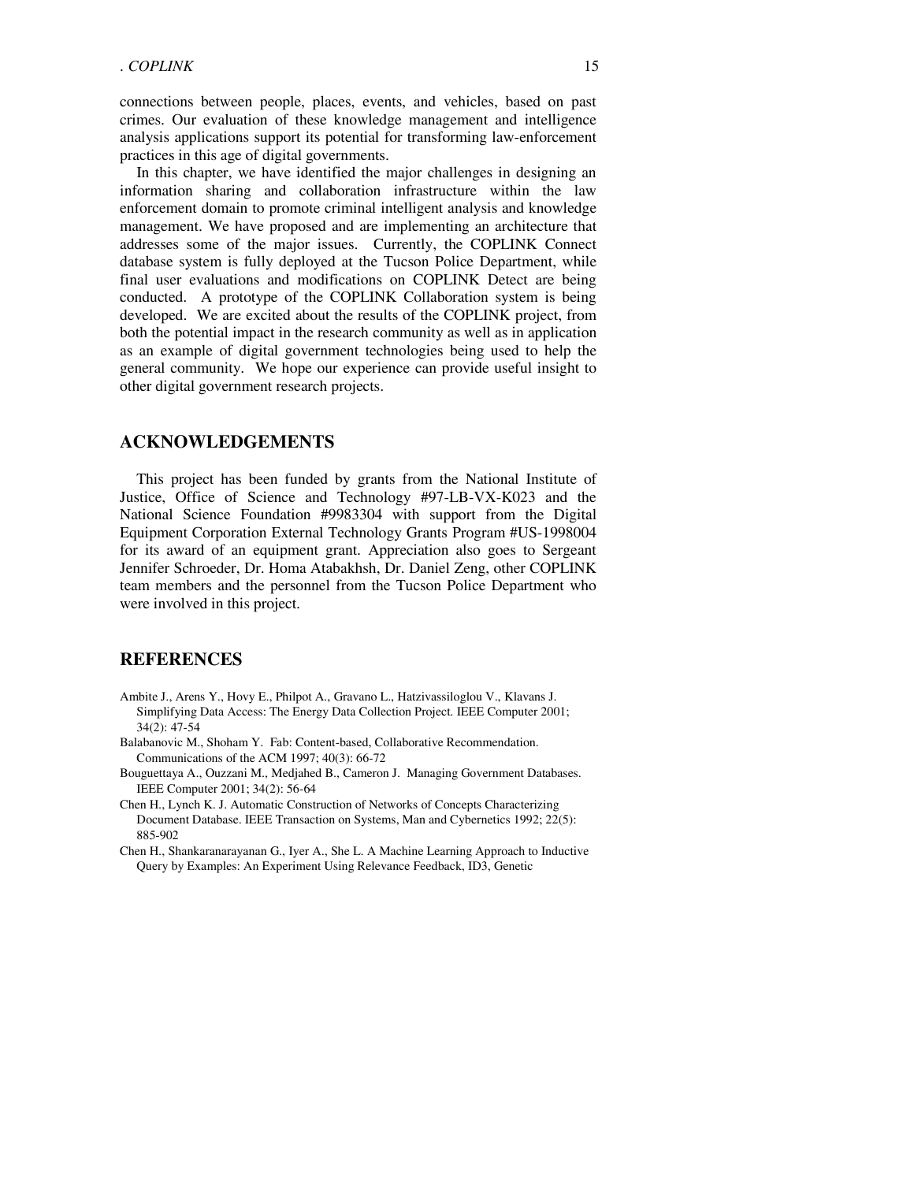connections between people, places, events, and vehicles, based on past crimes. Our evaluation of these knowledge management and intelligence analysis applications support its potential for transforming law-enforcement practices in this age of digital governments.

In this chapter, we have identified the major challenges in designing an information sharing and collaboration infrastructure within the law enforcement domain to promote criminal intelligent analysis and knowledge management. We have proposed and are implementing an architecture that addresses some of the major issues. Currently, the COPLINK Connect database system is fully deployed at the Tucson Police Department, while final user evaluations and modifications on COPLINK Detect are being conducted. A prototype of the COPLINK Collaboration system is being developed. We are excited about the results of the COPLINK project, from both the potential impact in the research community as well as in application as an example of digital government technologies being used to help the general community. We hope our experience can provide useful insight to other digital government research projects.

## ACKNOWLEDGEMENTS

This project has been funded by grants from the National Institute of Justice, Office of Science and Technology #97-LB-VX-K023 and the National Science Foundation #9983304 with support from the Digital Equipment Corporation External Technology Grants Program #US-1998004 for its award of an equipment grant. Appreciation also goes to Sergeant Jennifer Schroeder, Dr. Homa Atabakhsh, Dr. Daniel Zeng, other COPLINK team members and the personnel from the Tucson Police Department who were involved in this project.

## REFERENCES

Ambite J., Arens Y., Hovy E., Philpot A., Gravano L., Hatzivassiloglou V., Klavans J. Simplifying Data Access: The Energy Data Collection Project. IEEE Computer 2001; 34(2): 47-54

Balabanovic M., Shoham Y. Fab: Content-based, Collaborative Recommendation. Communications of the ACM 1997; 40(3): 66-72

Bouguettaya A., Ouzzani M., Medjahed B., Cameron J. Managing Government Databases. IEEE Computer 2001; 34(2): 56-64

Chen H., Lynch K. J. Automatic Construction of Networks of Concepts Characterizing Document Database. IEEE Transaction on Systems, Man and Cybernetics 1992; 22(5): 885-902

Chen H., Shankaranarayanan G., Iyer A., She L. A Machine Learning Approach to Inductive Query by Examples: An Experiment Using Relevance Feedback, ID3, Genetic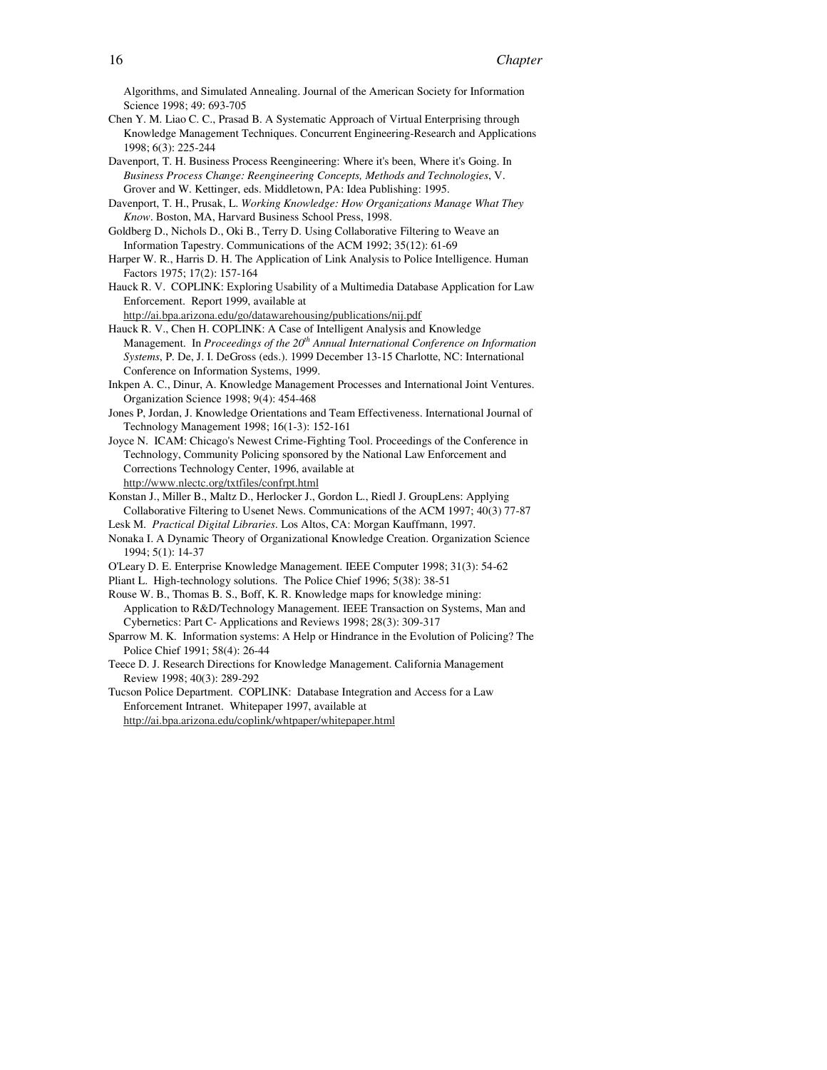Algorithms, and Simulated Annealing. Journal of the American Society for Information Science 1998; 49: 693-705

Chen Y. M. Liao C. C., Prasad B. A Systematic Approach of Virtual Enterprising through Knowledge Management Techniques. Concurrent Engineering-Research and Applications 1998; 6(3): 225-244

Davenport, T. H. Business Process Reengineering: Where it's been, Where it's Going. In *Business Process Change: Reengineering Concepts, Methods and Technologies*, V. Grover and W. Kettinger, eds. Middletown, PA: Idea Publishing: 1995.

Davenport, T. H., Prusak, L. *Working Knowledge: How Organizations Manage What They Know*. Boston, MA, Harvard Business School Press, 1998.

Goldberg D., Nichols D., Oki B., Terry D. Using Collaborative Filtering to Weave an Information Tapestry. Communications of the ACM 1992; 35(12): 61-69

Harper W. R., Harris D. H. The Application of Link Analysis to Police Intelligence. Human Factors 1975; 17(2): 157-164

Hauck R. V. COPLINK: Exploring Usability of a Multimedia Database Application for Law Enforcement. Report 1999, available at http://ai.bpa.arizona.edu/go/datawarehousing/publications/nij.pdf

Hauck R. V., Chen H. COPLINK: A Case of Intelligent Analysis and Knowledge Management. In *Proceedings of the 20th Annual International Conference on Information Systems*, P. De, J. I. DeGross (eds.). 1999 December 13-15 Charlotte, NC: International Conference on Information Systems, 1999.

Inkpen A. C., Dinur, A. Knowledge Management Processes and International Joint Ventures. Organization Science 1998; 9(4): 454-468

Jones P, Jordan, J. Knowledge Orientations and Team Effectiveness. International Journal of Technology Management 1998; 16(1-3): 152-161

Joyce N. ICAM: Chicago's Newest Crime-Fighting Tool. Proceedings of the Conference in Technology, Community Policing sponsored by the National Law Enforcement and Corrections Technology Center, 1996, available at http://www.nlectc.org/txtfiles/confrpt.html

Konstan J., Miller B., Maltz D., Herlocker J., Gordon L., Riedl J. GroupLens: Applying Collaborative Filtering to Usenet News. Communications of the ACM 1997; 40(3) 77-87

Lesk M. *Practical Digital Libraries*. Los Altos, CA: Morgan Kauffmann, 1997.

Nonaka I. A Dynamic Theory of Organizational Knowledge Creation. Organization Science 1994; 5(1): 14-37

O'Leary D. E. Enterprise Knowledge Management. IEEE Computer 1998; 31(3): 54-62

Pliant L. High-technology solutions. The Police Chief 1996; 5(38): 38-51

Rouse W. B., Thomas B. S., Boff, K. R. Knowledge maps for knowledge mining: Application to R&D/Technology Management. IEEE Transaction on Systems, Man and Cybernetics: Part C- Applications and Reviews 1998; 28(3): 309-317

Sparrow M. K. Information systems: A Help or Hindrance in the Evolution of Policing? The Police Chief 1991; 58(4): 26-44

Teece D. J. Research Directions for Knowledge Management. California Management Review 1998; 40(3): 289-292

Tucson Police Department. COPLINK: Database Integration and Access for a Law Enforcement Intranet. Whitepaper 1997, available at http://ai.bpa.arizona.edu/coplink/whtpaper/whitepaper.html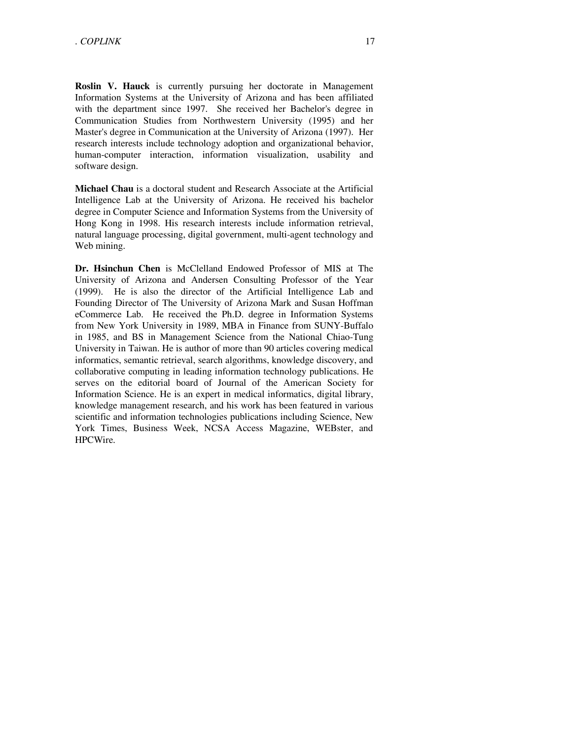**Roslin V. Hauck** is currently pursuing her doctorate in Management Information Systems at the University of Arizona and has been affiliated with the department since 1997. She received her Bachelor's degree in Communication Studies from Northwestern University (1995) and her Master's degree in Communication at the University of Arizona (1997). Her research interests include technology adoption and organizational behavior, human-computer interaction, information visualization, usability and software design.

**Michael Chau** is a doctoral student and Research Associate at the Artificial Intelligence Lab at the University of Arizona. He received his bachelor degree in Computer Science and Information Systems from the University of Hong Kong in 1998. His research interests include information retrieval, natural language processing, digital government, multi-agent technology and Web mining.

**Dr. Hsinchun Chen** is McClelland Endowed Professor of MIS at The University of Arizona and Andersen Consulting Professor of the Year (1999). He is also the director of the Artificial Intelligence Lab and Founding Director of The University of Arizona Mark and Susan Hoffman eCommerce Lab. He received the Ph.D. degree in Information Systems from New York University in 1989, MBA in Finance from SUNY-Buffalo in 1985, and BS in Management Science from the National Chiao-Tung University in Taiwan. He is author of more than 90 articles covering medical informatics, semantic retrieval, search algorithms, knowledge discovery, and collaborative computing in leading information technology publications. He serves on the editorial board of Journal of the American Society for Information Science. He is an expert in medical informatics, digital library, knowledge management research, and his work has been featured in various scientific and information technologies publications including Science, New York Times, Business Week, NCSA Access Magazine, WEBster, and HPCWire.